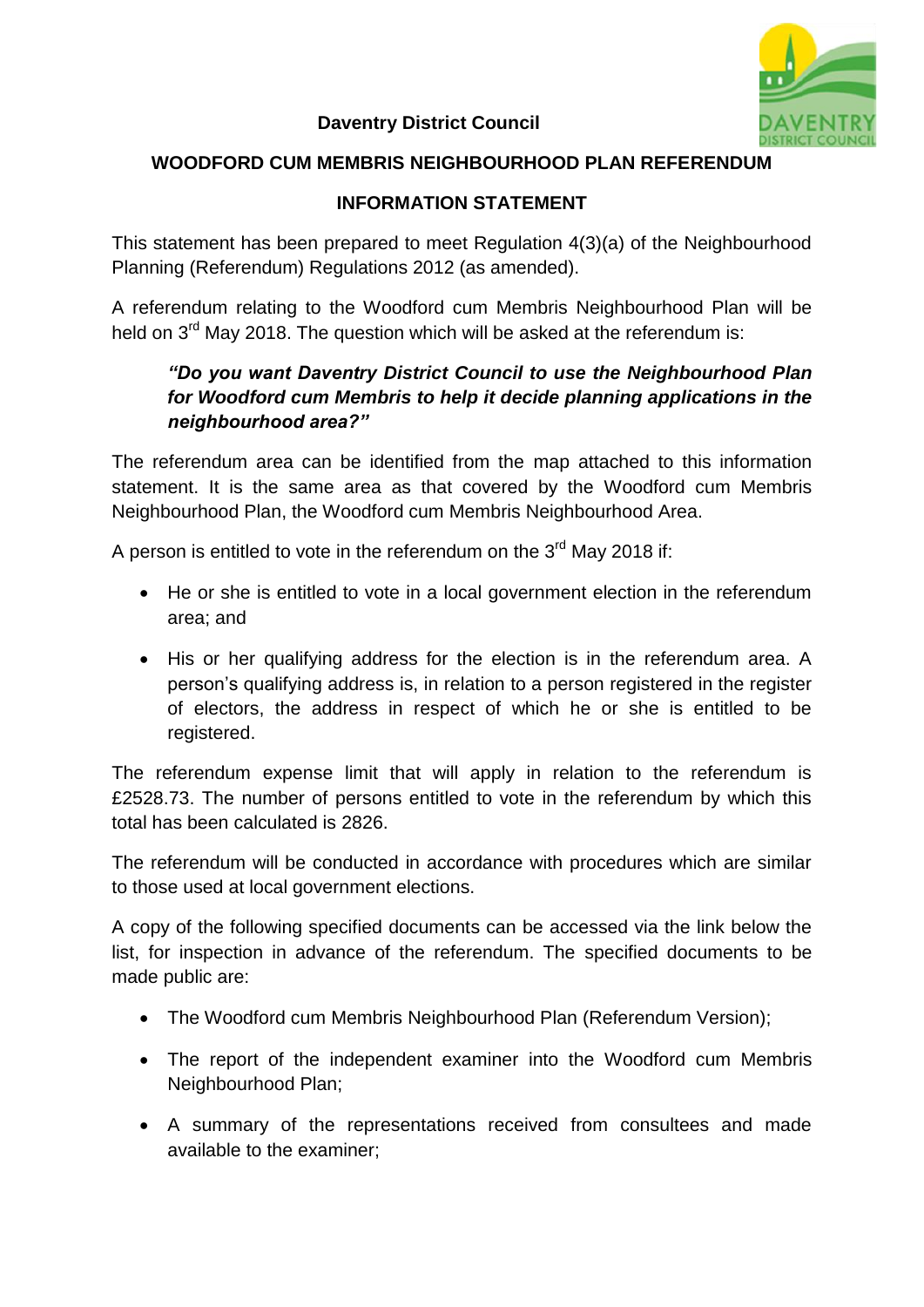**Daventry District Council**

## WOODFORD CUM MEMBRIS NEIGHBOURHOOD PLAN REFERENDUM

### INFORMATION STATEMENT

This statement has been prepared to meet Regulation 4(3)(a) of the Neighbourhood Planning (Referendum) Regulations 2012 (as amended).

A referendum relating to the Woodford cum Membris Neighbourhood Plan will be held on 3rd May 2018. The question which will be asked at the referendum is:

> ***"Do you want Daventry District Council to use the Neighbourhood Plan for Woodford cum Membris to help it decide planning applications in the neighbourhood area?"***

The referendum area can be identified from the map attached to this information statement. It is the same area as that covered by the Woodford cum Membris Neighbourhood Plan, the Woodford cum Membris Neighbourhood Area.

A person is entitled to vote in the referendum on the 3rd May 2018 if:

- He or she is entitled to vote in a local government election in the referendum area; and
- His or her qualifying address for the election is in the referendum area. A person's qualifying address is, in relation to a person registered in the register of electors, the address in respect of which he or she is entitled to be registered.

The referendum expense limit that will apply in relation to the referendum is £2528.73. The number of persons entitled to vote in the referendum by which this total has been calculated is 2826.

The referendum will be conducted in accordance with procedures which are similar to those used at local government elections.

A copy of the following specified documents can be accessed via the link below the list, for inspection in advance of the referendum. The specified documents to be made public are:

- The Woodford cum Membris Neighbourhood Plan (Referendum Version);
- The report of the independent examiner into the Woodford cum Membris Neighbourhood Plan;
- A summary of the representations received from consultees and made available to the examiner;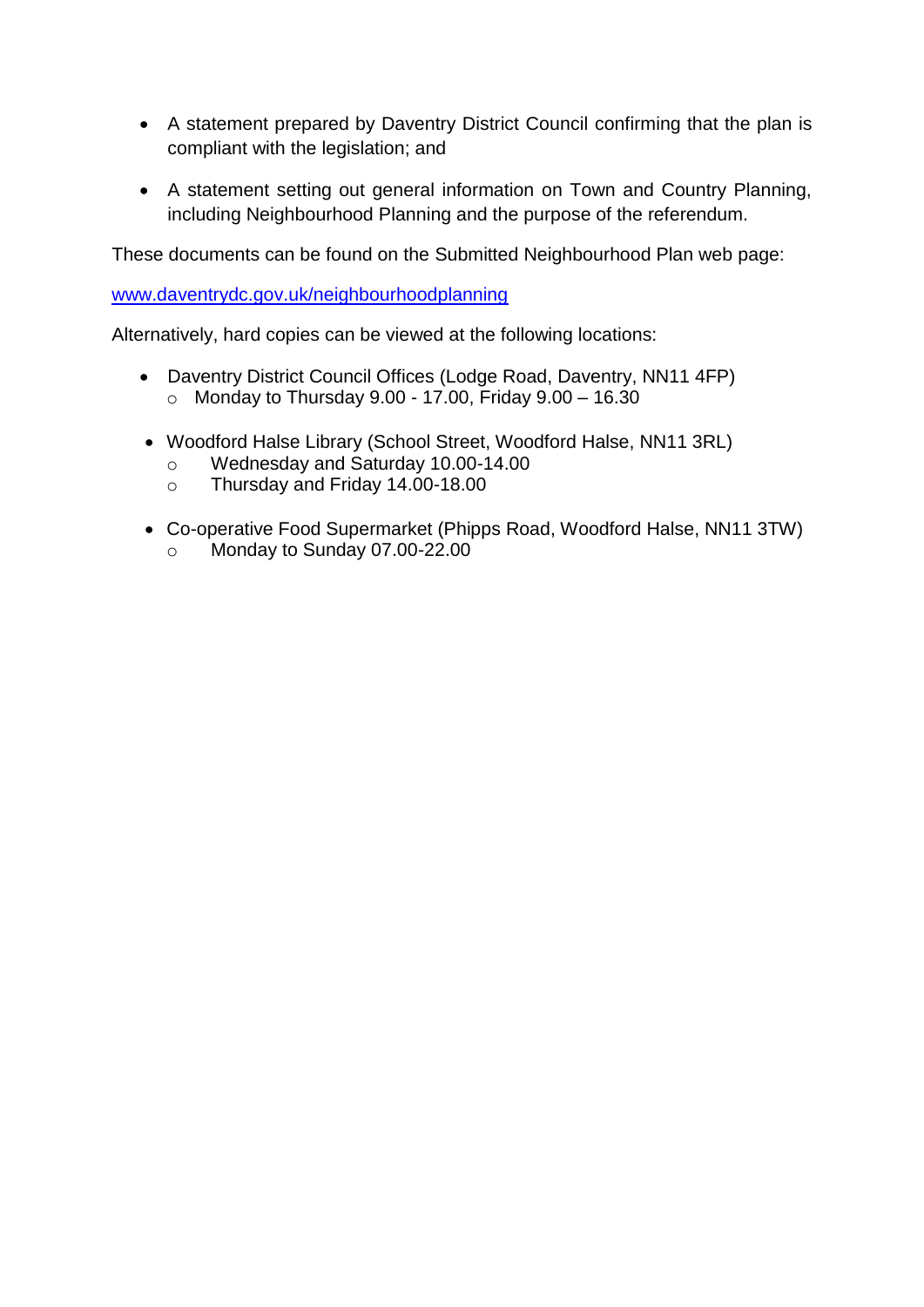- A statement prepared by Daventry District Council confirming that the plan is compliant with the legislation; and
- A statement setting out general information on Town and Country Planning, including Neighbourhood Planning and the purpose of the referendum.

These documents can be found on the Submitted Neighbourhood Plan web page:

[www.daventrydc.gov.uk/neighbourhoodplanning](http://www.daventrydc.gov.uk/neighbourhoodplanning)

Alternatively, hard copies can be viewed at the following locations:

- Daventry District Council Offices (Lodge Road, Daventry, NN11 4FP)
  - Monday to Thursday 9.00 - 17.00, Friday 9.00 – 16.30
- Woodford Halse Library (School Street, Woodford Halse, NN11 3RL)
  - Wednesday and Saturday 10.00-14.00
  - Thursday and Friday 14.00-18.00
- Co-operative Food Supermarket (Phipps Road, Woodford Halse, NN11 3TW)
  - Monday to Sunday 07.00-22.00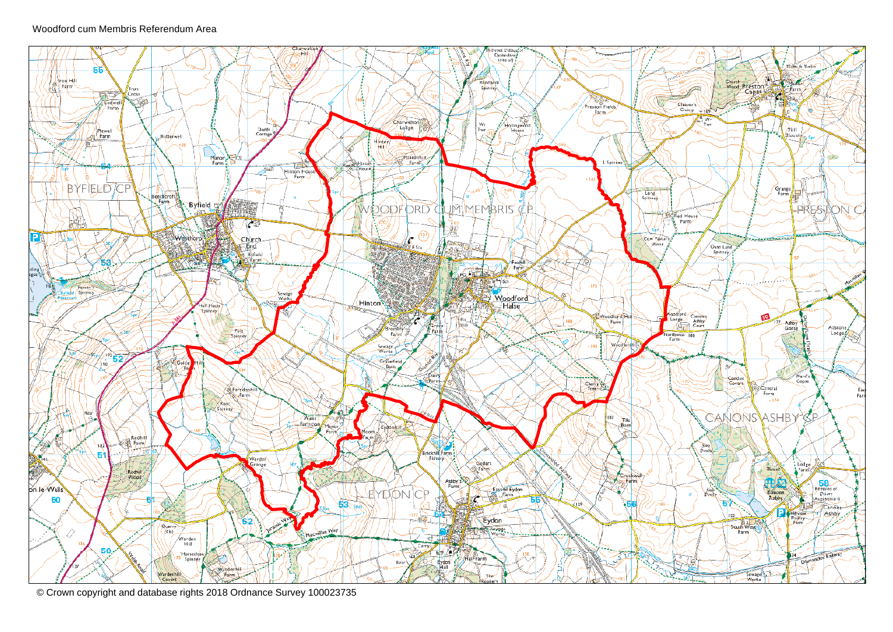Woodford cum Membris Referendum Area

© Crown copyright and database rights 2018 Ordnance Survey 100023735